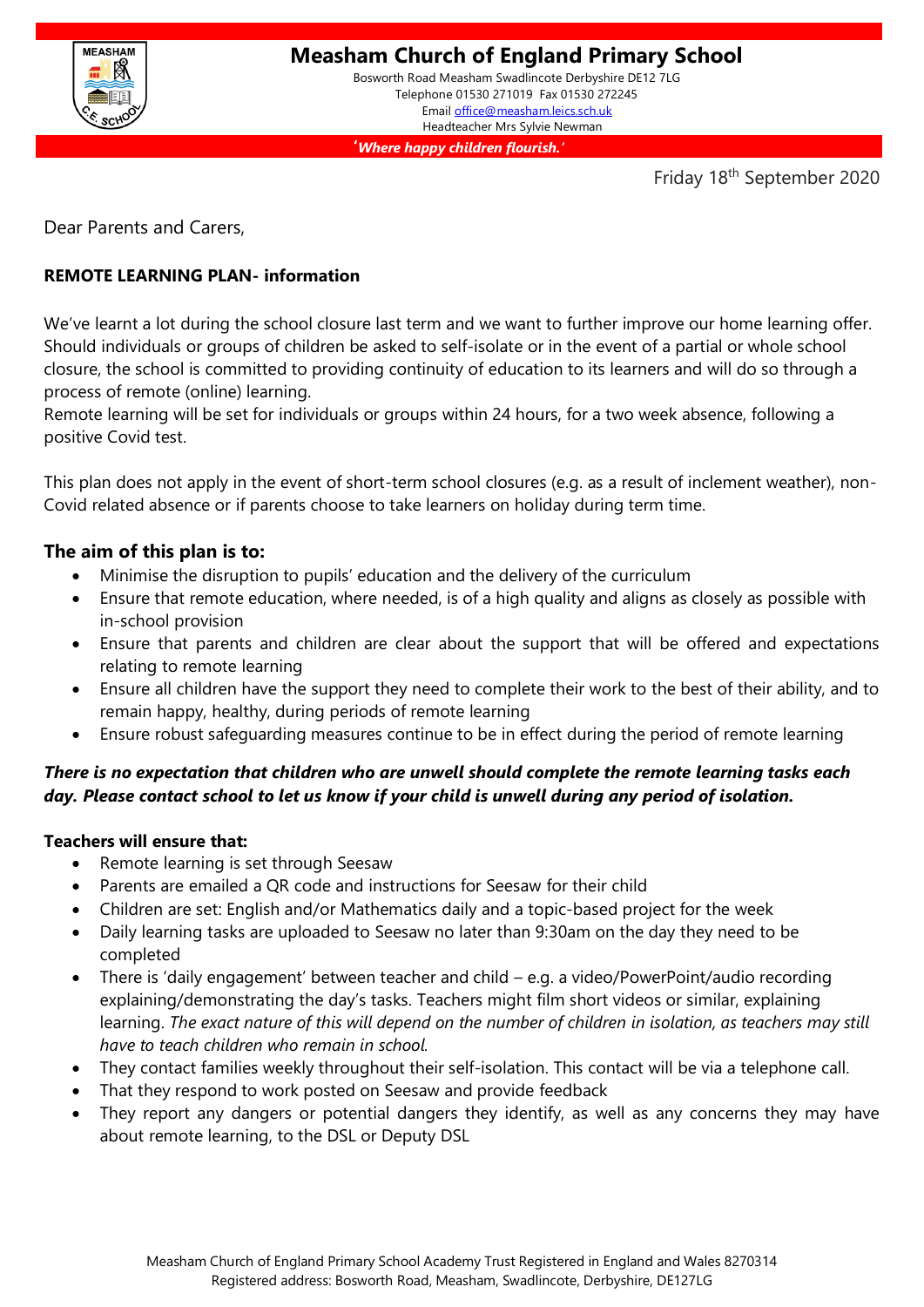# Measham Church of England Primary School

Bosworth Road Measham Swadlincote Derbyshire DE12 7LG
Telephone 01530 271019 Fax 01530 272245
Email office@measham.leics.sch.uk
Headteacher Mrs Sylvie Newman

*'Where happy children flourish.'*

Friday 18th September 2020

Dear Parents and Carers,

**REMOTE LEARNING PLAN- information**

We've learnt a lot during the school closure last term and we want to further improve our home learning offer. Should individuals or groups of children be asked to self-isolate or in the event of a partial or whole school closure, the school is committed to providing continuity of education to its learners and will do so through a process of remote (online) learning.
Remote learning will be set for individuals or groups within 24 hours, for a two week absence, following a positive Covid test.

This plan does not apply in the event of short-term school closures (e.g. as a result of inclement weather), non-Covid related absence or if parents choose to take learners on holiday during term time.

## The aim of this plan is to:

- Minimise the disruption to pupils' education and the delivery of the curriculum
- Ensure that remote education, where needed, is of a high quality and aligns as closely as possible with in-school provision
- Ensure that parents and children are clear about the support that will be offered and expectations relating to remote learning
- Ensure all children have the support they need to complete their work to the best of their ability, and to remain happy, healthy, during periods of remote learning
- Ensure robust safeguarding measures continue to be in effect during the period of remote learning

***There is no expectation that children who are unwell should complete the remote learning tasks each day. Please contact school to let us know if your child is unwell during any period of isolation.***

**Teachers will ensure that:**

- Remote learning is set through Seesaw
- Parents are emailed a QR code and instructions for Seesaw for their child
- Children are set: English and/or Mathematics daily and a topic-based project for the week
- Daily learning tasks are uploaded to Seesaw no later than 9:30am on the day they need to be completed
- There is 'daily engagement' between teacher and child – e.g. a video/PowerPoint/audio recording explaining/demonstrating the day's tasks. Teachers might film short videos or similar, explaining learning. *The exact nature of this will depend on the number of children in isolation, as teachers may still have to teach children who remain in school.*
- They contact families weekly throughout their self-isolation. This contact will be via a telephone call.
- That they respond to work posted on Seesaw and provide feedback
- They report any dangers or potential dangers they identify, as well as any concerns they may have about remote learning, to the DSL or Deputy DSL

Measham Church of England Primary School Academy Trust Registered in England and Wales 8270314
Registered address: Bosworth Road, Measham, Swadlincote, Derbyshire, DE127LG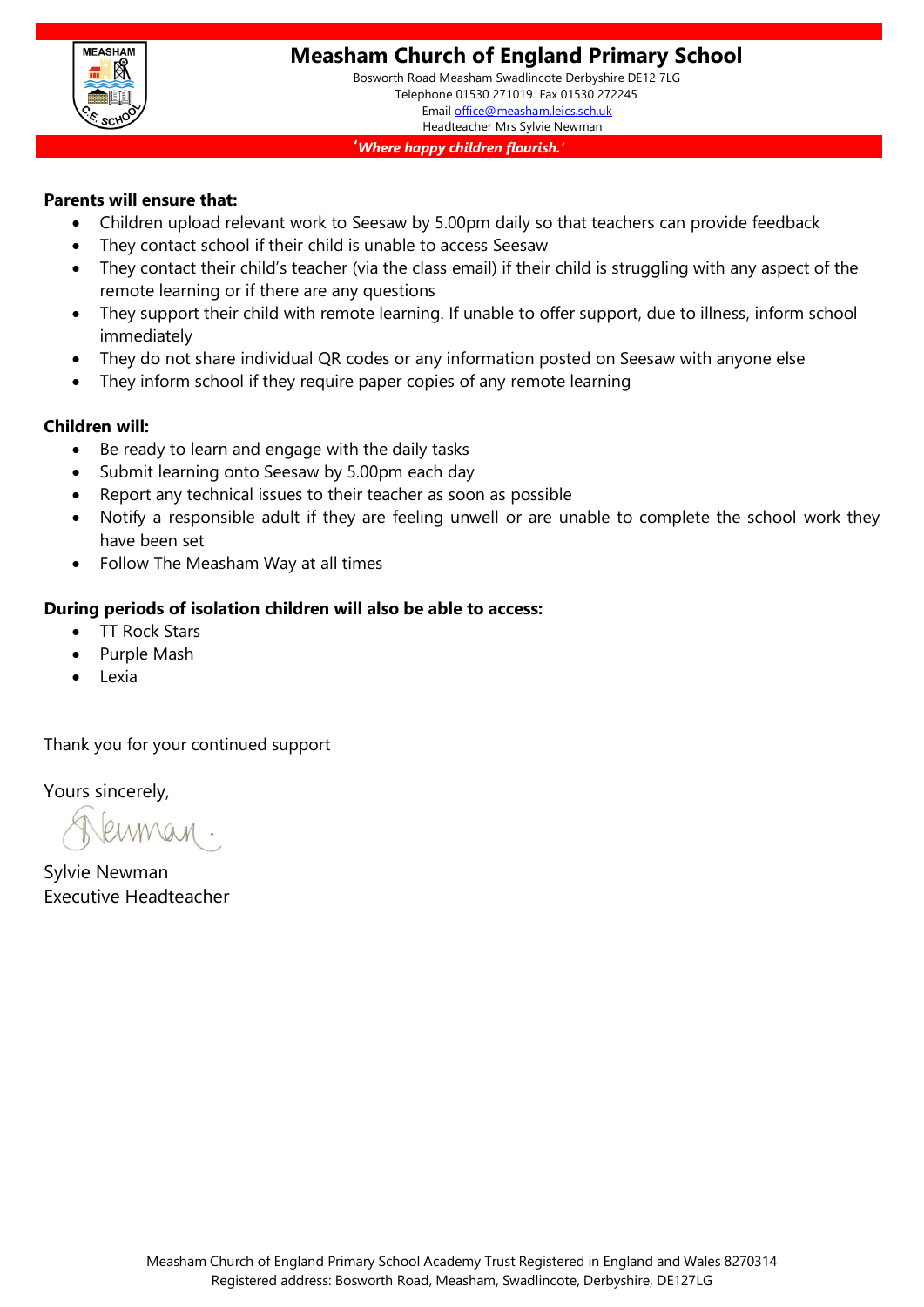**Parents will ensure that:**

- Children upload relevant work to Seesaw by 5.00pm daily so that teachers can provide feedback
- They contact school if their child is unable to access Seesaw
- They contact their child's teacher (via the class email) if their child is struggling with any aspect of the remote learning or if there are any questions
- They support their child with remote learning. If unable to offer support, due to illness, inform school immediately
- They do not share individual QR codes or any information posted on Seesaw with anyone else
- They inform school if they require paper copies of any remote learning

**Children will:**

- Be ready to learn and engage with the daily tasks
- Submit learning onto Seesaw by 5.00pm each day
- Report any technical issues to their teacher as soon as possible
- Notify a responsible adult if they are feeling unwell or are unable to complete the school work they have been set
- Follow The Measham Way at all times

**During periods of isolation children will also be able to access:**

- TT Rock Stars
- Purple Mash
- Lexia

Thank you for your continued support

Yours sincerely,

Sylvie Newman
Executive Headteacher

Measham Church of England Primary School Academy Trust Registered in England and Wales 8270314
Registered address: Bosworth Road, Measham, Swadlincote, Derbyshire, DE127LG